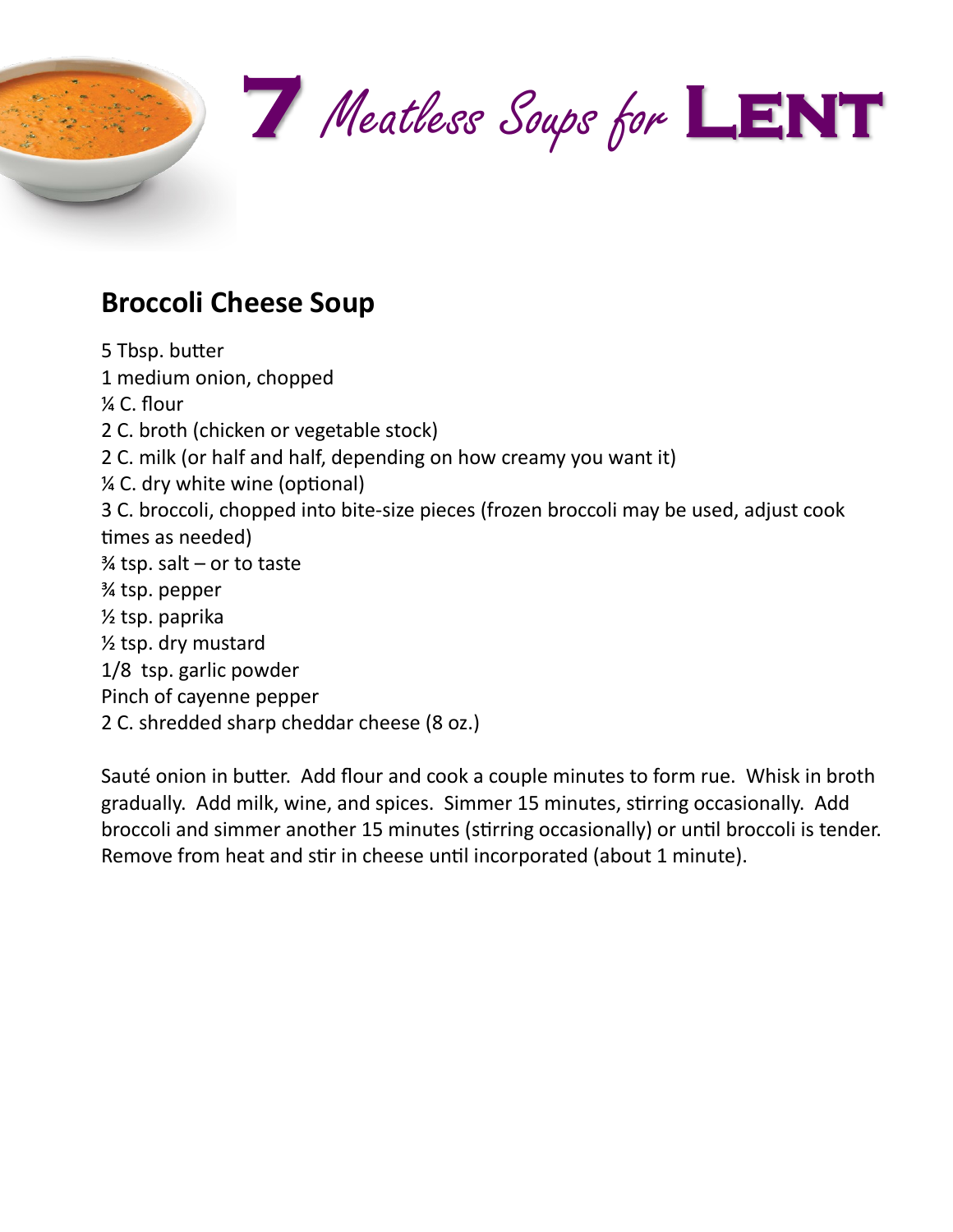# 7 *Meatless Soups for* Lent

## Broccoli Cheese Soup

5 Tbsp. butter
1 medium onion, chopped
¼ C. flour
2 C. broth (chicken or vegetable stock)
2 C. milk (or half and half, depending on how creamy you want it)
¼ C. dry white wine (optional)
3 C. broccoli, chopped into bite-size pieces (frozen broccoli may be used, adjust cook times as needed)
¾ tsp. salt – or to taste
¾ tsp. pepper
½ tsp. paprika
½ tsp. dry mustard
1/8 tsp. garlic powder
Pinch of cayenne pepper
2 C. shredded sharp cheddar cheese (8 oz.)

Sauté onion in butter. Add flour and cook a couple minutes to form rue. Whisk in broth gradually. Add milk, wine, and spices. Simmer 15 minutes, stirring occasionally. Add broccoli and simmer another 15 minutes (stirring occasionally) or until broccoli is tender. Remove from heat and stir in cheese until incorporated (about 1 minute).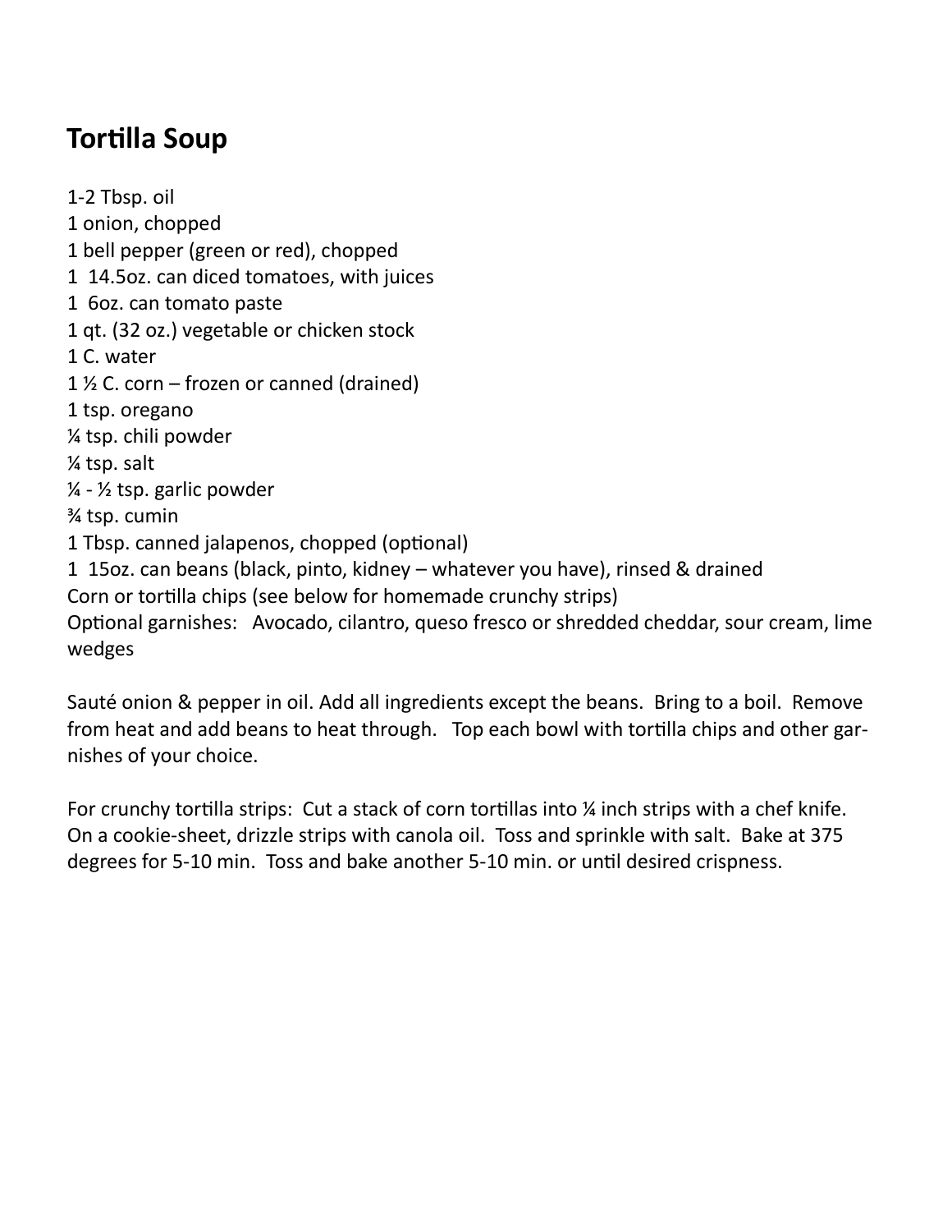## Tortilla Soup

1-2 Tbsp. oil
1 onion, chopped
1 bell pepper (green or red), chopped
1 14.5oz. can diced tomatoes, with juices
1 6oz. can tomato paste
1 qt. (32 oz.) vegetable or chicken stock
1 C. water
1 ½ C. corn – frozen or canned (drained)
1 tsp. oregano
¼ tsp. chili powder
¼ tsp. salt
¼ - ½ tsp. garlic powder
¾ tsp. cumin
1 Tbsp. canned jalapenos, chopped (optional)
1 15oz. can beans (black, pinto, kidney – whatever you have), rinsed & drained
Corn or tortilla chips (see below for homemade crunchy strips)
Optional garnishes: Avocado, cilantro, queso fresco or shredded cheddar, sour cream, lime wedges

Sauté onion & pepper in oil. Add all ingredients except the beans. Bring to a boil. Remove from heat and add beans to heat through. Top each bowl with tortilla chips and other garnishes of your choice.

For crunchy tortilla strips: Cut a stack of corn tortillas into ¼ inch strips with a chef knife. On a cookie-sheet, drizzle strips with canola oil. Toss and sprinkle with salt. Bake at 375 degrees for 5-10 min. Toss and bake another 5-10 min. or until desired crispness.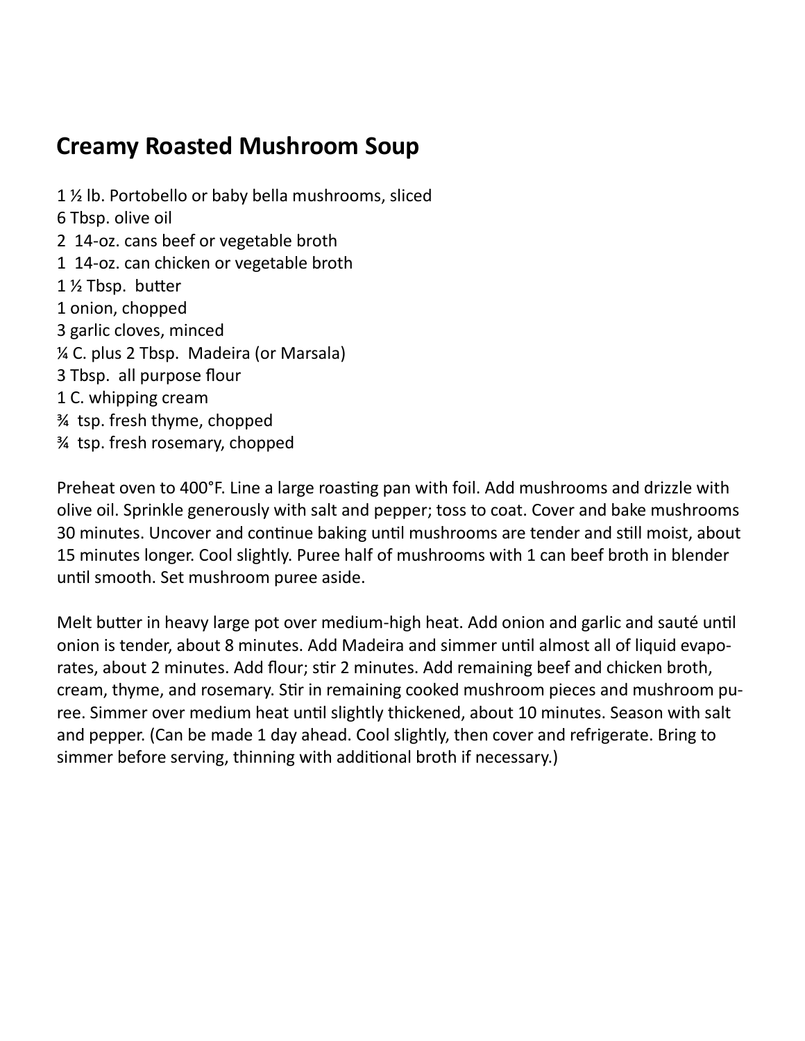## Creamy Roasted Mushroom Soup

1 ½ lb. Portobello or baby bella mushrooms, sliced
6 Tbsp. olive oil
2 14-oz. cans beef or vegetable broth
1 14-oz. can chicken or vegetable broth
1 ½ Tbsp. butter
1 onion, chopped
3 garlic cloves, minced
¼ C. plus 2 Tbsp. Madeira (or Marsala)
3 Tbsp. all purpose flour
1 C. whipping cream
¾ tsp. fresh thyme, chopped
¾ tsp. fresh rosemary, chopped

Preheat oven to 400°F. Line a large roasting pan with foil. Add mushrooms and drizzle with olive oil. Sprinkle generously with salt and pepper; toss to coat. Cover and bake mushrooms 30 minutes. Uncover and continue baking until mushrooms are tender and still moist, about 15 minutes longer. Cool slightly. Puree half of mushrooms with 1 can beef broth in blender until smooth. Set mushroom puree aside.

Melt butter in heavy large pot over medium-high heat. Add onion and garlic and sauté until onion is tender, about 8 minutes. Add Madeira and simmer until almost all of liquid evaporates, about 2 minutes. Add flour; stir 2 minutes. Add remaining beef and chicken broth, cream, thyme, and rosemary. Stir in remaining cooked mushroom pieces and mushroom puree. Simmer over medium heat until slightly thickened, about 10 minutes. Season with salt and pepper. (Can be made 1 day ahead. Cool slightly, then cover and refrigerate. Bring to simmer before serving, thinning with additional broth if necessary.)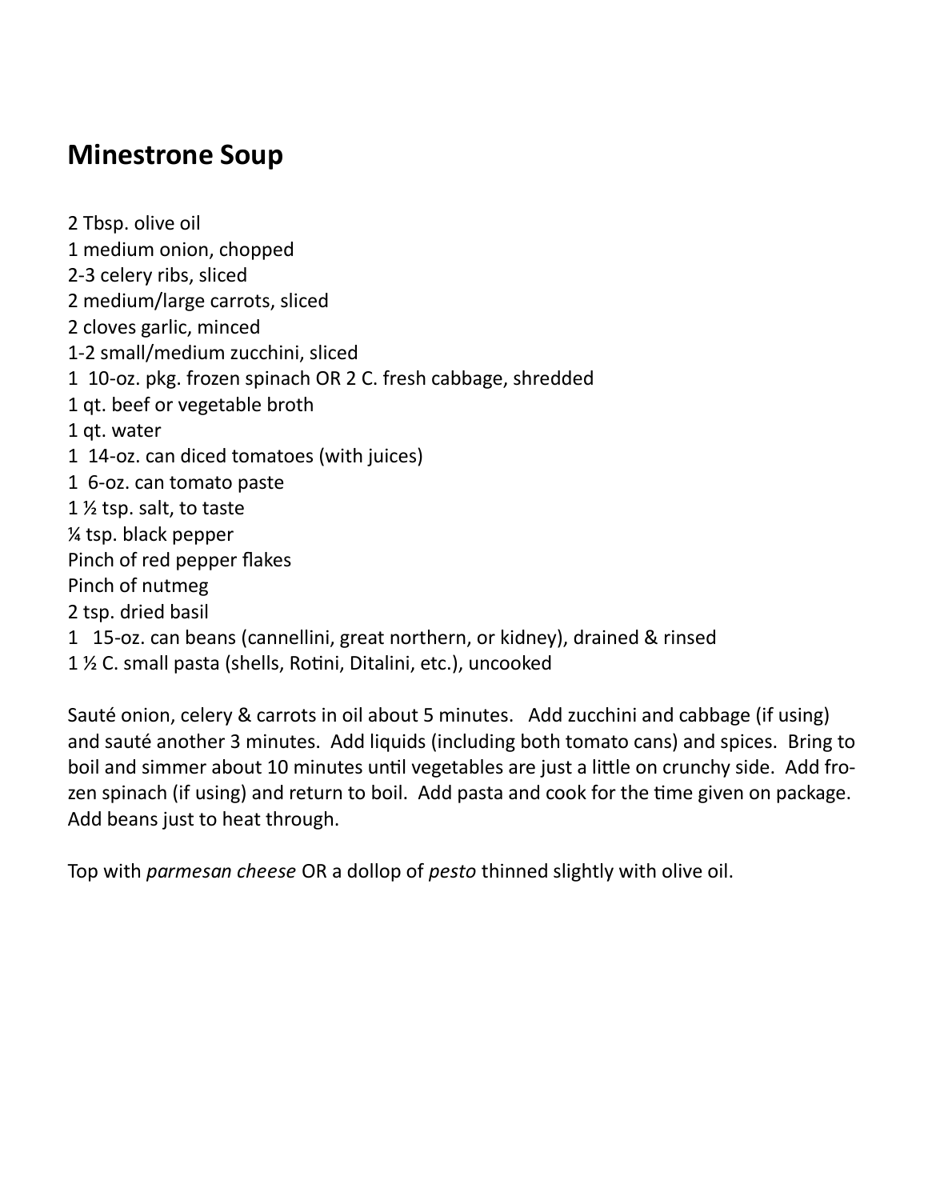# Minestrone Soup

2 Tbsp. olive oil
1 medium onion, chopped
2-3 celery ribs, sliced
2 medium/large carrots, sliced
2 cloves garlic, minced
1-2 small/medium zucchini, sliced
1 10-oz. pkg. frozen spinach OR 2 C. fresh cabbage, shredded
1 qt. beef or vegetable broth
1 qt. water
1 14-oz. can diced tomatoes (with juices)
1 6-oz. can tomato paste
1 ½ tsp. salt, to taste
¼ tsp. black pepper
Pinch of red pepper flakes
Pinch of nutmeg
2 tsp. dried basil
1 15-oz. can beans (cannellini, great northern, or kidney), drained & rinsed
1 ½ C. small pasta (shells, Rotini, Ditalini, etc.), uncooked

Sauté onion, celery & carrots in oil about 5 minutes. Add zucchini and cabbage (if using) and sauté another 3 minutes. Add liquids (including both tomato cans) and spices. Bring to boil and simmer about 10 minutes until vegetables are just a little on crunchy side. Add frozen spinach (if using) and return to boil. Add pasta and cook for the time given on package. Add beans just to heat through.

Top with *parmesan cheese* OR a dollop of *pesto* thinned slightly with olive oil.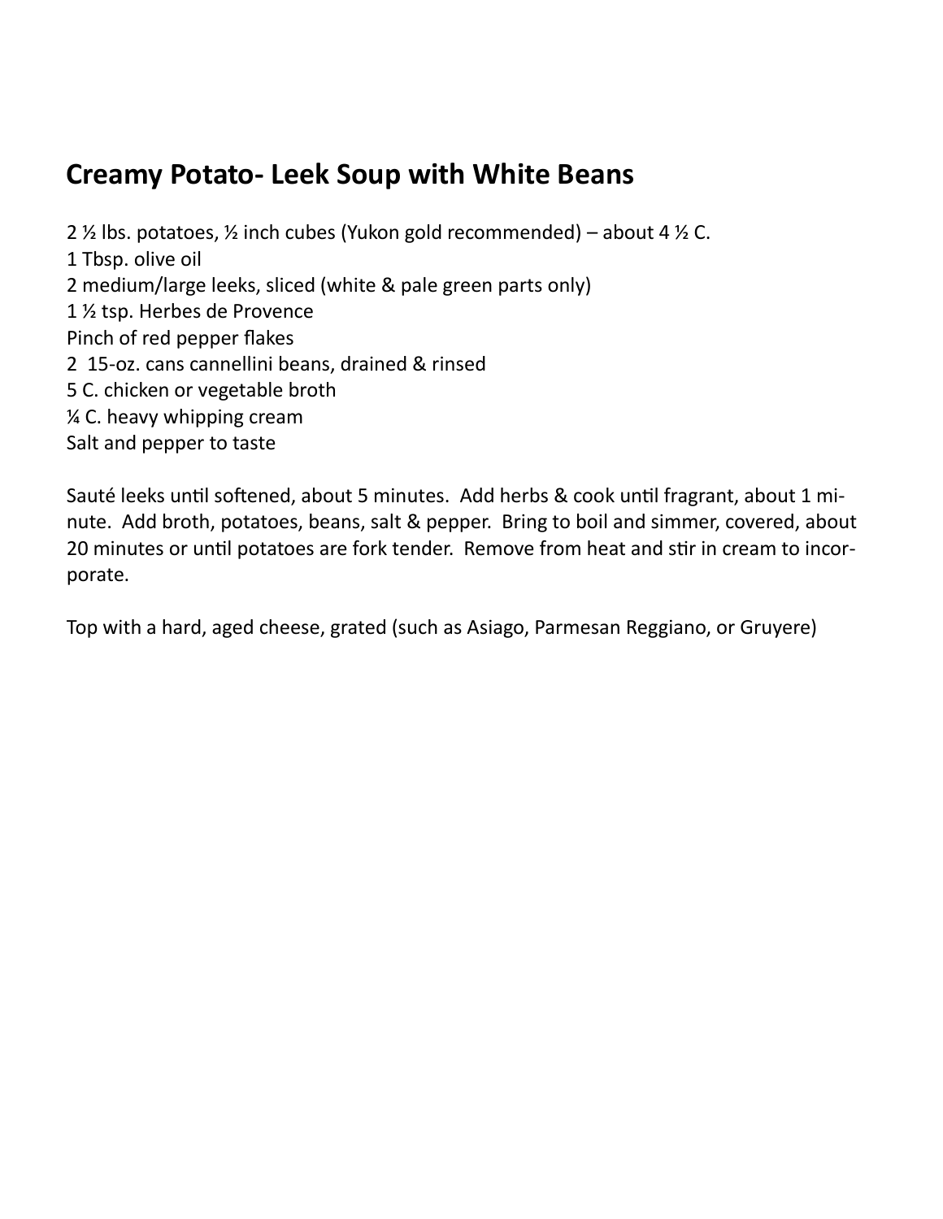# Creamy Potato- Leek Soup with White Beans

2 ½ lbs. potatoes, ½ inch cubes (Yukon gold recommended) – about 4 ½ C.
1 Tbsp. olive oil
2 medium/large leeks, sliced (white & pale green parts only)
1 ½ tsp. Herbes de Provence
Pinch of red pepper flakes
2 15-oz. cans cannellini beans, drained & rinsed
5 C. chicken or vegetable broth
¼ C. heavy whipping cream
Salt and pepper to taste

Sauté leeks until softened, about 5 minutes. Add herbs & cook until fragrant, about 1 minute. Add broth, potatoes, beans, salt & pepper. Bring to boil and simmer, covered, about 20 minutes or until potatoes are fork tender. Remove from heat and stir in cream to incorporate.

Top with a hard, aged cheese, grated (such as Asiago, Parmesan Reggiano, or Gruyere)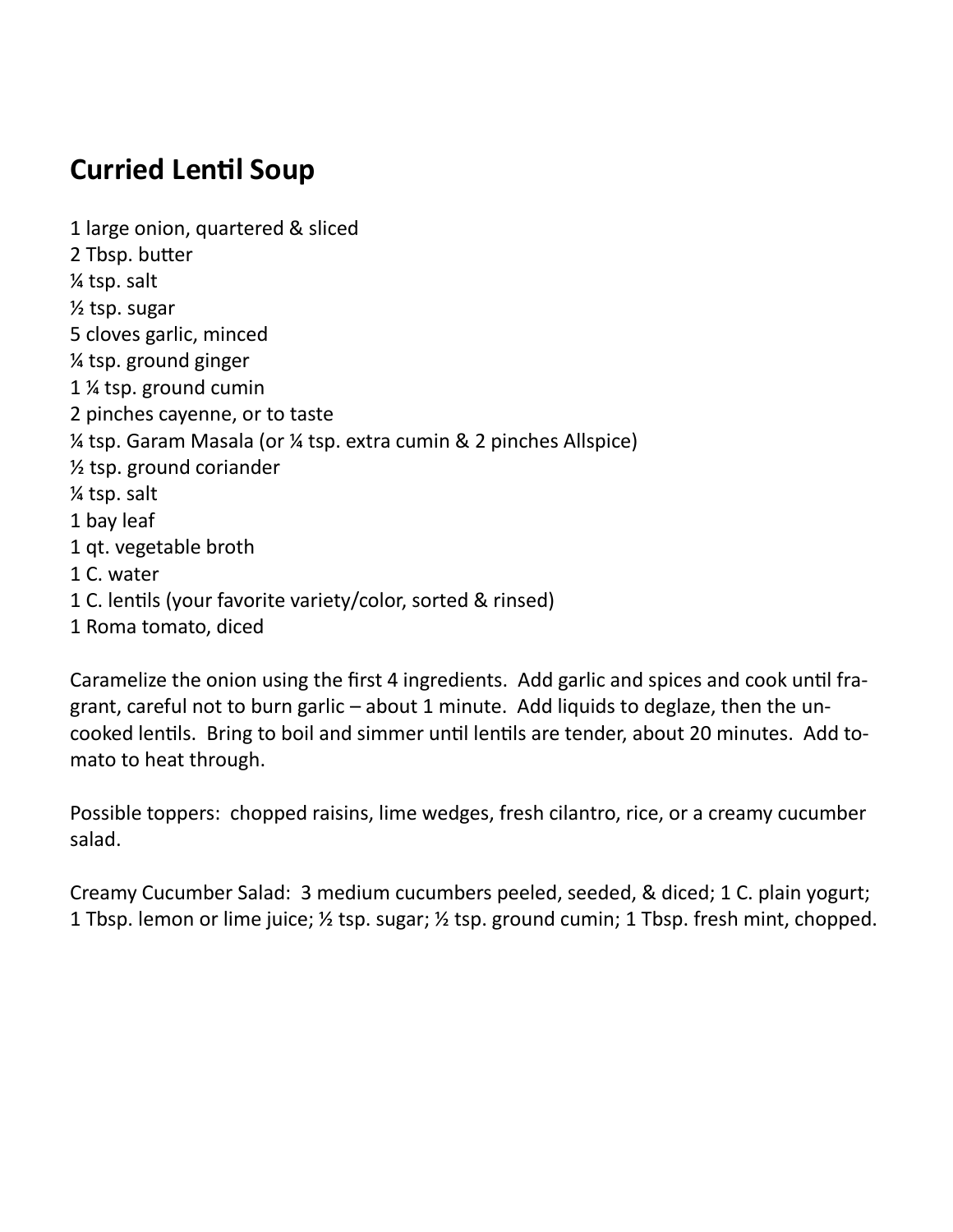## Curried Lentil Soup

1 large onion, quartered & sliced
2 Tbsp. butter
¼ tsp. salt
½ tsp. sugar
5 cloves garlic, minced
¼ tsp. ground ginger
1 ¼ tsp. ground cumin
2 pinches cayenne, or to taste
¼ tsp. Garam Masala (or ¼ tsp. extra cumin & 2 pinches Allspice)
½ tsp. ground coriander
¼ tsp. salt
1 bay leaf
1 qt. vegetable broth
1 C. water
1 C. lentils (your favorite variety/color, sorted & rinsed)
1 Roma tomato, diced

Caramelize the onion using the first 4 ingredients. Add garlic and spices and cook until fragrant, careful not to burn garlic – about 1 minute. Add liquids to deglaze, then the uncooked lentils. Bring to boil and simmer until lentils are tender, about 20 minutes. Add tomato to heat through.

Possible toppers: chopped raisins, lime wedges, fresh cilantro, rice, or a creamy cucumber salad.

Creamy Cucumber Salad: 3 medium cucumbers peeled, seeded, & diced; 1 C. plain yogurt; 1 Tbsp. lemon or lime juice; ½ tsp. sugar; ½ tsp. ground cumin; 1 Tbsp. fresh mint, chopped.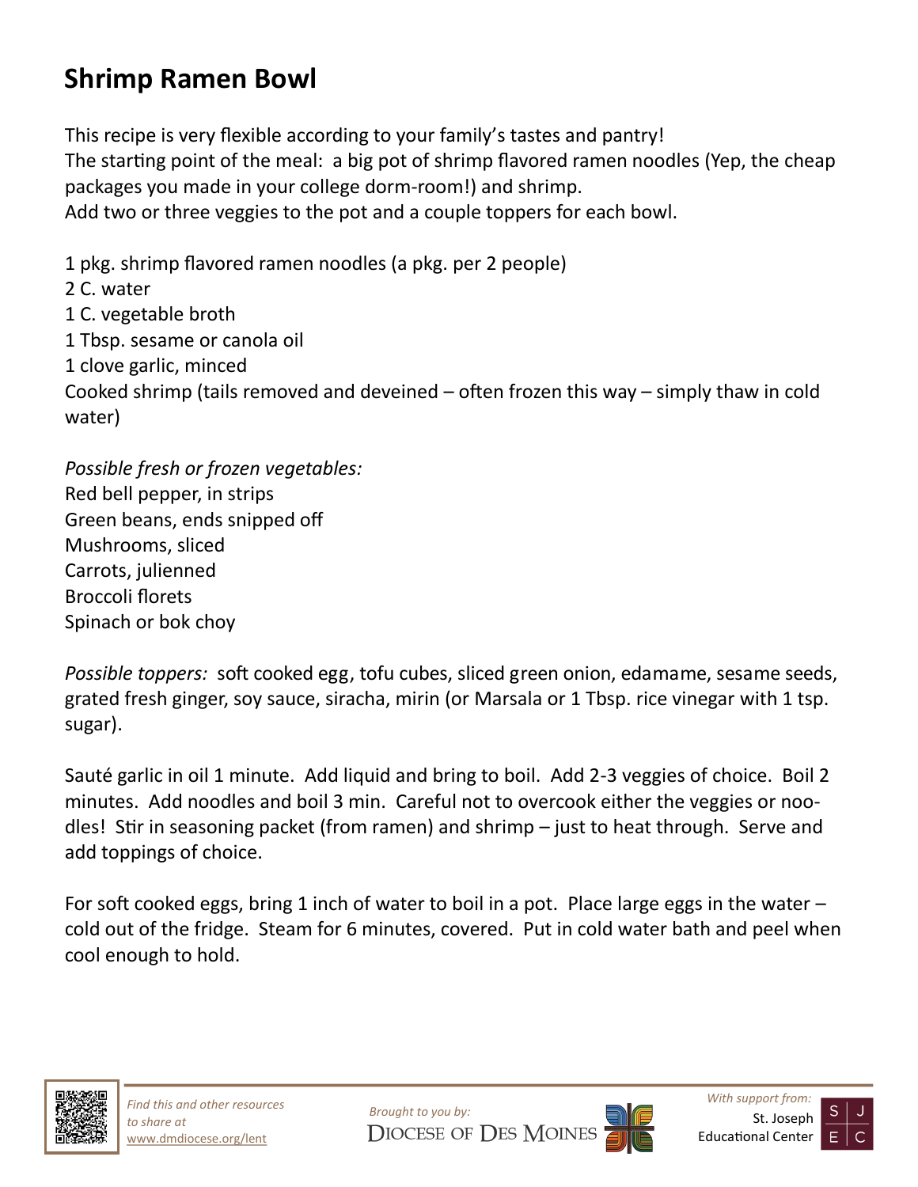# Shrimp Ramen Bowl

This recipe is very flexible according to your family's tastes and pantry!
The starting point of the meal: a big pot of shrimp flavored ramen noodles (Yep, the cheap packages you made in your college dorm-room!) and shrimp.
Add two or three veggies to the pot and a couple toppers for each bowl.

1 pkg. shrimp flavored ramen noodles (a pkg. per 2 people)
2 C. water
1 C. vegetable broth
1 Tbsp. sesame or canola oil
1 clove garlic, minced
Cooked shrimp (tails removed and deveined – often frozen this way – simply thaw in cold water)

*Possible fresh or frozen vegetables:*
Red bell pepper, in strips
Green beans, ends snipped off
Mushrooms, sliced
Carrots, julienned
Broccoli florets
Spinach or bok choy

*Possible toppers:* soft cooked egg, tofu cubes, sliced green onion, edamame, sesame seeds, grated fresh ginger, soy sauce, siracha, mirin (or Marsala or 1 Tbsp. rice vinegar with 1 tsp. sugar).

Sauté garlic in oil 1 minute. Add liquid and bring to boil. Add 2-3 veggies of choice. Boil 2 minutes. Add noodles and boil 3 min. Careful not to overcook either the veggies or noodles! Stir in seasoning packet (from ramen) and shrimp – just to heat through. Serve and add toppings of choice.

For soft cooked eggs, bring 1 inch of water to boil in a pot. Place large eggs in the water – cold out of the fridge. Steam for 6 minutes, covered. Put in cold water bath and peel when cool enough to hold.

*Find this and other resources to share at* www.dmdiocese.org/lent

*Brought to you by:* Diocese of Des Moines

*With support from:* St. Joseph Educational Center